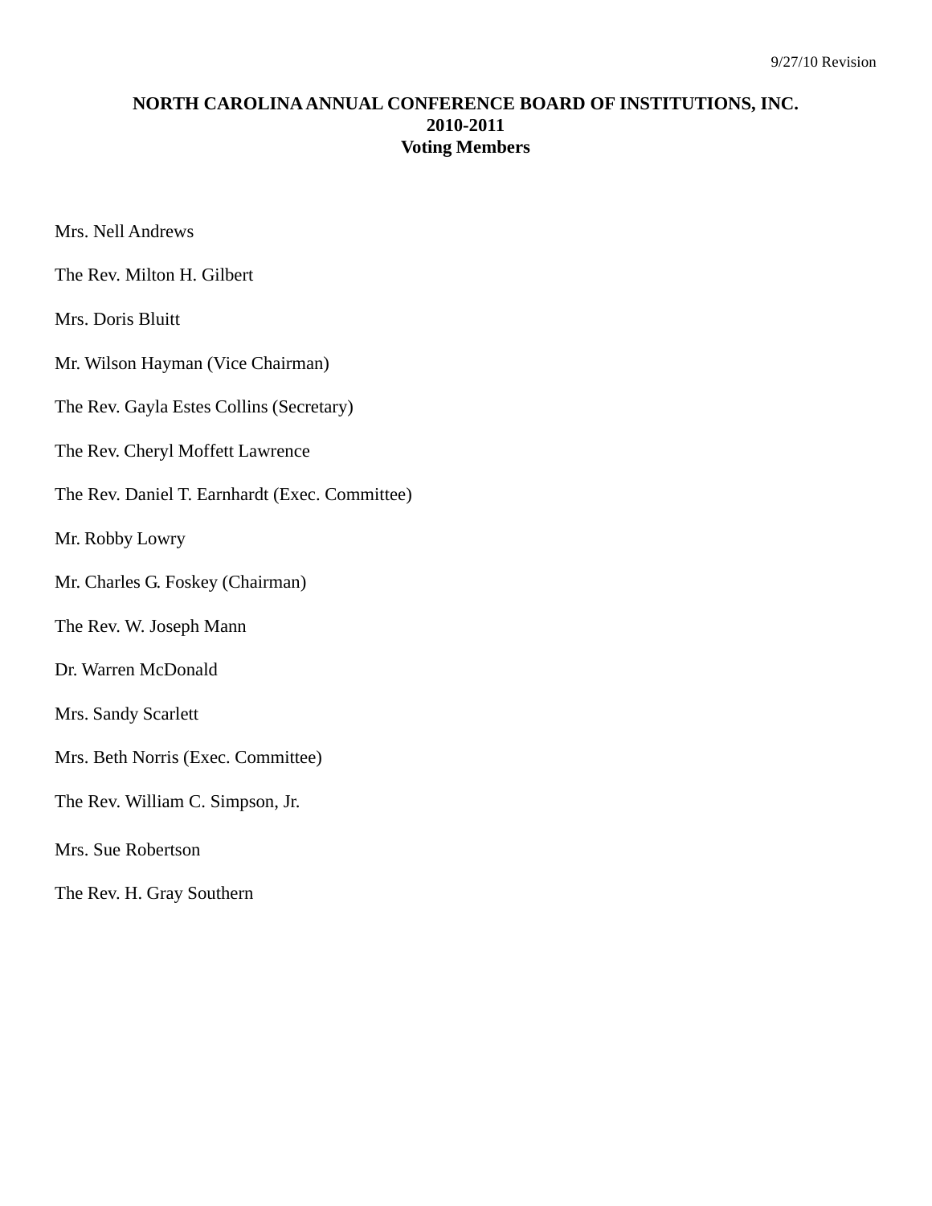9/27/10 Revision

# NORTH CAROLINA ANNUAL CONFERENCE BOARD OF INSTITUTIONS, INC.
## 2010-2011
## Voting Members

Mrs. Nell Andrews

The Rev. Milton H. Gilbert

Mrs. Doris Bluitt

Mr. Wilson Hayman (Vice Chairman)

The Rev. Gayla Estes Collins (Secretary)

The Rev. Cheryl Moffett Lawrence

The Rev. Daniel T. Earnhardt (Exec. Committee)

Mr. Robby Lowry

Mr. Charles G. Foskey (Chairman)

The Rev. W. Joseph Mann

Dr. Warren McDonald

Mrs. Sandy Scarlett

Mrs. Beth Norris (Exec. Committee)

The Rev. William C. Simpson, Jr.

Mrs. Sue Robertson

The Rev. H. Gray Southern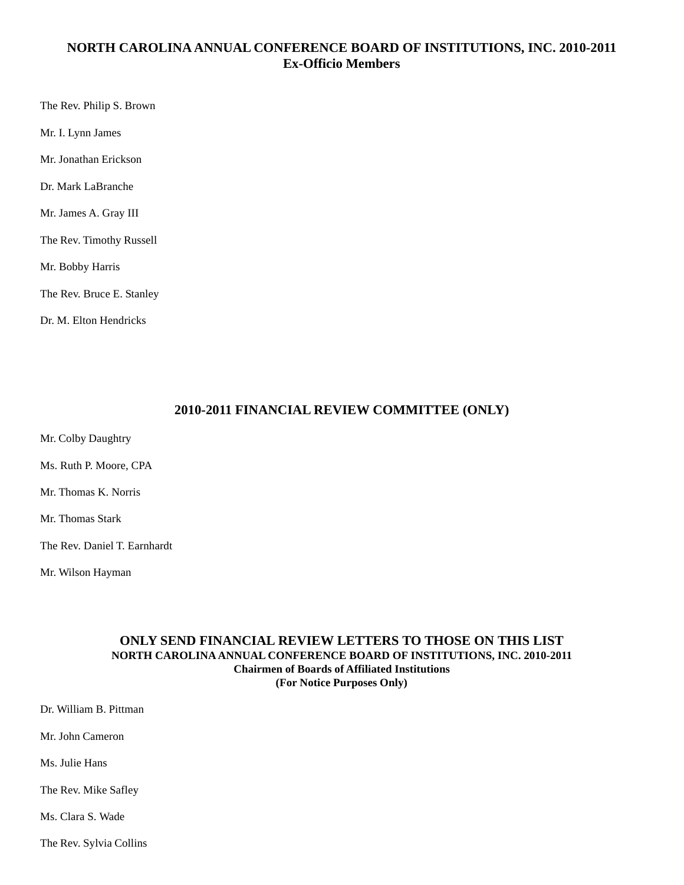## NORTH CAROLINA ANNUAL CONFERENCE BOARD OF INSTITUTIONS, INC. 2010-2011
## Ex-Officio Members

The Rev. Philip S. Brown

Mr. I. Lynn James

Mr. Jonathan Erickson

Dr. Mark LaBranche

Mr. James A. Gray III

The Rev. Timothy Russell

Mr. Bobby Harris

The Rev. Bruce E. Stanley

Dr. M. Elton Hendricks

## 2010-2011 FINANCIAL REVIEW COMMITTEE (ONLY)

Mr. Colby Daughtry

Ms. Ruth P. Moore, CPA

Mr. Thomas K. Norris

Mr. Thomas Stark

The Rev. Daniel T. Earnhardt

Mr. Wilson Hayman

## ONLY SEND FINANCIAL REVIEW LETTERS TO THOSE ON THIS LIST
### NORTH CAROLINA ANNUAL CONFERENCE BOARD OF INSTITUTIONS, INC. 2010-2011
### Chairmen of Boards of Affiliated Institutions
### (For Notice Purposes Only)

Dr. William B. Pittman

Mr. John Cameron

Ms. Julie Hans

The Rev. Mike Safley

Ms. Clara S. Wade

The Rev. Sylvia Collins